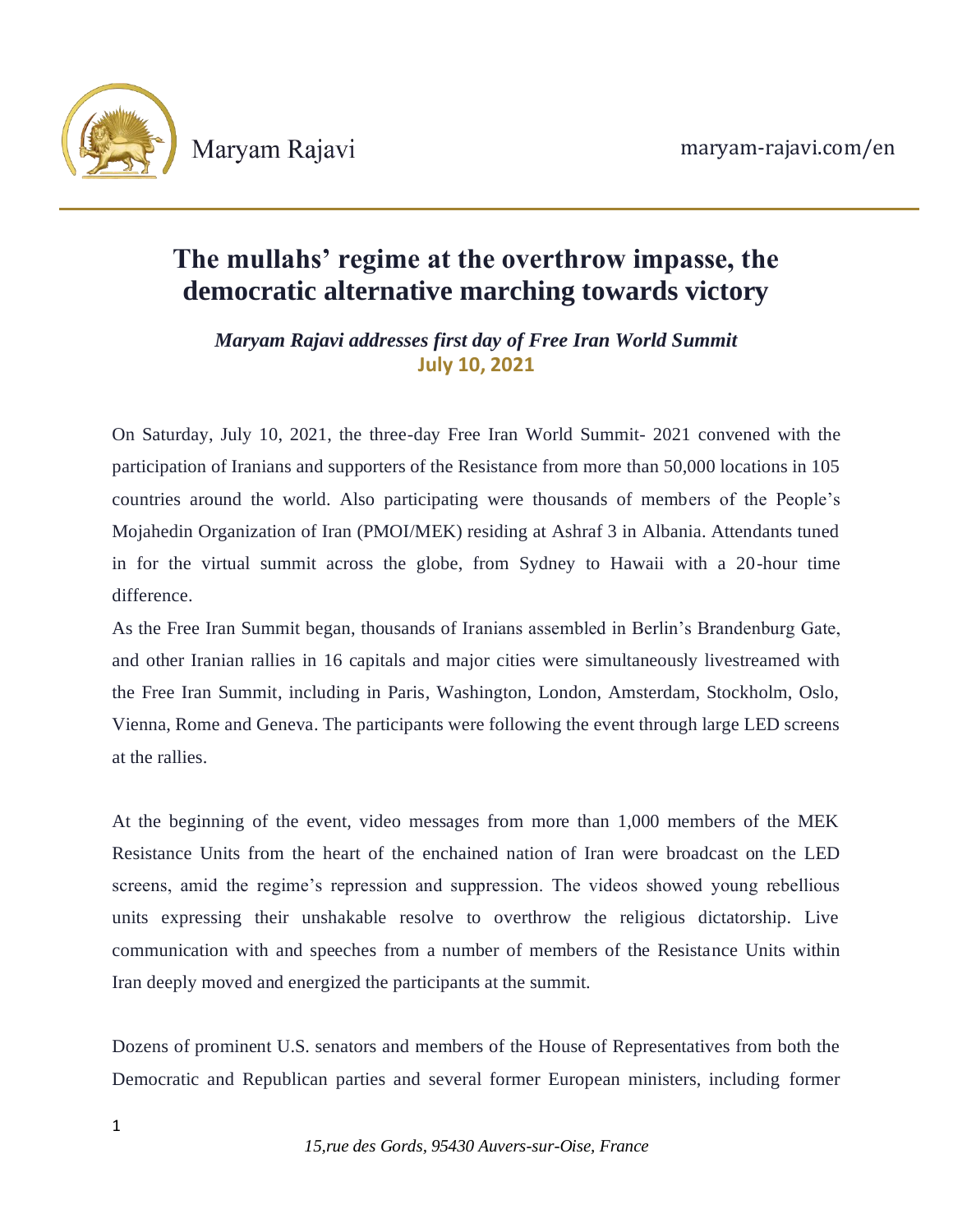# The mullahs' regime at the overthrow impasse, the democratic alternative marching towards victory

***Maryam Rajavi addresses first day of Free Iran World Summit***

**July 10, 2021**

On Saturday, July 10, 2021, the three-day Free Iran World Summit- 2021 convened with the participation of Iranians and supporters of the Resistance from more than 50,000 locations in 105 countries around the world. Also participating were thousands of members of the People's Mojahedin Organization of Iran (PMOI/MEK) residing at Ashraf 3 in Albania. Attendants tuned in for the virtual summit across the globe, from Sydney to Hawaii with a 20-hour time difference.

As the Free Iran Summit began, thousands of Iranians assembled in Berlin's Brandenburg Gate, and other Iranian rallies in 16 capitals and major cities were simultaneously livestreamed with the Free Iran Summit, including in Paris, Washington, London, Amsterdam, Stockholm, Oslo, Vienna, Rome and Geneva. The participants were following the event through large LED screens at the rallies.

At the beginning of the event, video messages from more than 1,000 members of the MEK Resistance Units from the heart of the enchained nation of Iran were broadcast on the LED screens, amid the regime's repression and suppression. The videos showed young rebellious units expressing their unshakable resolve to overthrow the religious dictatorship. Live communication with and speeches from a number of members of the Resistance Units within Iran deeply moved and energized the participants at the summit.

Dozens of prominent U.S. senators and members of the House of Representatives from both the Democratic and Republican parties and several former European ministers, including former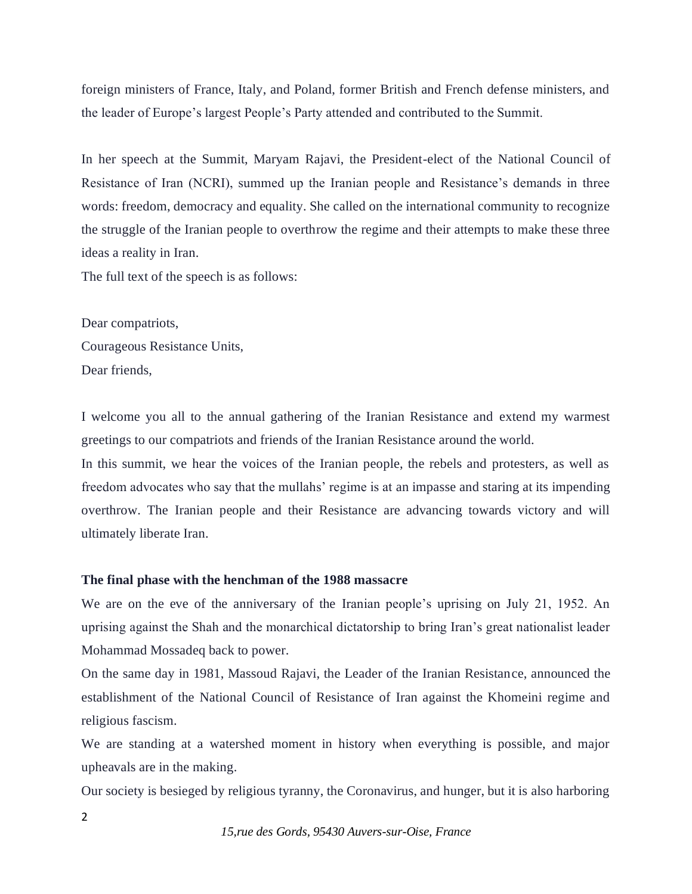foreign ministers of France, Italy, and Poland, former British and French defense ministers, and the leader of Europe's largest People's Party attended and contributed to the Summit.

In her speech at the Summit, Maryam Rajavi, the President-elect of the National Council of Resistance of Iran (NCRI), summed up the Iranian people and Resistance's demands in three words: freedom, democracy and equality. She called on the international community to recognize the struggle of the Iranian people to overthrow the regime and their attempts to make these three ideas a reality in Iran.

The full text of the speech is as follows:

Dear compatriots,
Courageous Resistance Units,
Dear friends,

I welcome you all to the annual gathering of the Iranian Resistance and extend my warmest greetings to our compatriots and friends of the Iranian Resistance around the world.

In this summit, we hear the voices of the Iranian people, the rebels and protesters, as well as freedom advocates who say that the mullahs' regime is at an impasse and staring at its impending overthrow. The Iranian people and their Resistance are advancing towards victory and will ultimately liberate Iran.

**The final phase with the henchman of the 1988 massacre**

We are on the eve of the anniversary of the Iranian people's uprising on July 21, 1952. An uprising against the Shah and the monarchical dictatorship to bring Iran's great nationalist leader Mohammad Mossadeq back to power.

On the same day in 1981, Massoud Rajavi, the Leader of the Iranian Resistance, announced the establishment of the National Council of Resistance of Iran against the Khomeini regime and religious fascism.

We are standing at a watershed moment in history when everything is possible, and major upheavals are in the making.

Our society is besieged by religious tyranny, the Coronavirus, and hunger, but it is also harboring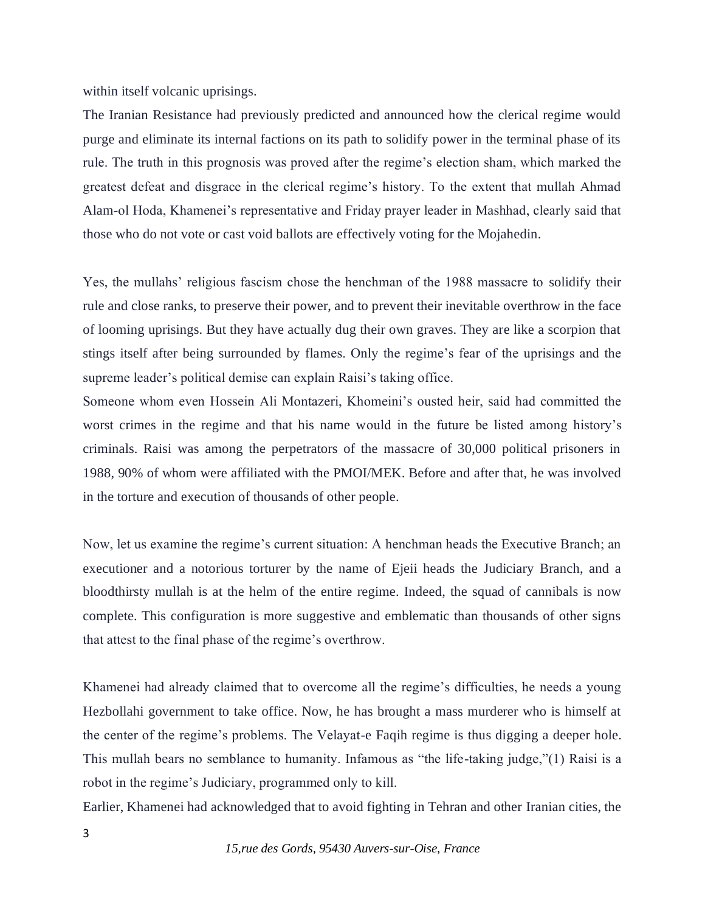within itself volcanic uprisings.

The Iranian Resistance had previously predicted and announced how the clerical regime would purge and eliminate its internal factions on its path to solidify power in the terminal phase of its rule. The truth in this prognosis was proved after the regime's election sham, which marked the greatest defeat and disgrace in the clerical regime's history. To the extent that mullah Ahmad Alam-ol Hoda, Khamenei's representative and Friday prayer leader in Mashhad, clearly said that those who do not vote or cast void ballots are effectively voting for the Mojahedin.

Yes, the mullahs' religious fascism chose the henchman of the 1988 massacre to solidify their rule and close ranks, to preserve their power, and to prevent their inevitable overthrow in the face of looming uprisings. But they have actually dug their own graves. They are like a scorpion that stings itself after being surrounded by flames. Only the regime's fear of the uprisings and the supreme leader's political demise can explain Raisi's taking office.

Someone whom even Hossein Ali Montazeri, Khomeini's ousted heir, said had committed the worst crimes in the regime and that his name would in the future be listed among history's criminals. Raisi was among the perpetrators of the massacre of 30,000 political prisoners in 1988, 90% of whom were affiliated with the PMOI/MEK. Before and after that, he was involved in the torture and execution of thousands of other people.

Now, let us examine the regime's current situation: A henchman heads the Executive Branch; an executioner and a notorious torturer by the name of Ejeii heads the Judiciary Branch, and a bloodthirsty mullah is at the helm of the entire regime. Indeed, the squad of cannibals is now complete. This configuration is more suggestive and emblematic than thousands of other signs that attest to the final phase of the regime's overthrow.

Khamenei had already claimed that to overcome all the regime's difficulties, he needs a young Hezbollahi government to take office. Now, he has brought a mass murderer who is himself at the center of the regime's problems. The Velayat-e Faqih regime is thus digging a deeper hole. This mullah bears no semblance to humanity. Infamous as "the life-taking judge,"(1) Raisi is a robot in the regime's Judiciary, programmed only to kill.

Earlier, Khamenei had acknowledged that to avoid fighting in Tehran and other Iranian cities, the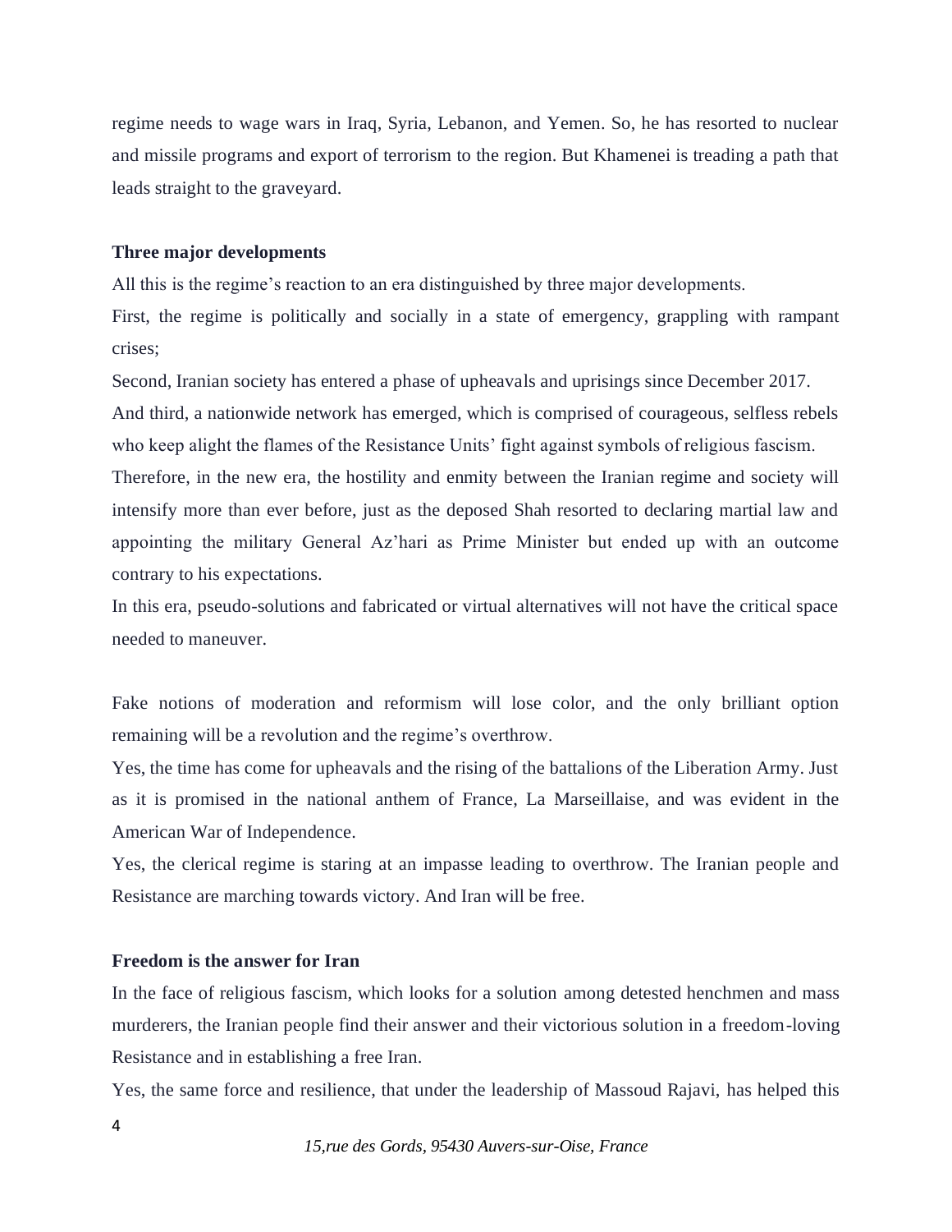regime needs to wage wars in Iraq, Syria, Lebanon, and Yemen. So, he has resorted to nuclear and missile programs and export of terrorism to the region. But Khamenei is treading a path that leads straight to the graveyard.

**Three major developments**

All this is the regime's reaction to an era distinguished by three major developments.

First, the regime is politically and socially in a state of emergency, grappling with rampant crises;

Second, Iranian society has entered a phase of upheavals and uprisings since December 2017.

And third, a nationwide network has emerged, which is comprised of courageous, selfless rebels who keep alight the flames of the Resistance Units' fight against symbols of religious fascism.

Therefore, in the new era, the hostility and enmity between the Iranian regime and society will intensify more than ever before, just as the deposed Shah resorted to declaring martial law and appointing the military General Az'hari as Prime Minister but ended up with an outcome contrary to his expectations.

In this era, pseudo-solutions and fabricated or virtual alternatives will not have the critical space needed to maneuver.

Fake notions of moderation and reformism will lose color, and the only brilliant option remaining will be a revolution and the regime's overthrow.

Yes, the time has come for upheavals and the rising of the battalions of the Liberation Army. Just as it is promised in the national anthem of France, La Marseillaise, and was evident in the American War of Independence.

Yes, the clerical regime is staring at an impasse leading to overthrow. The Iranian people and Resistance are marching towards victory. And Iran will be free.

**Freedom is the answer for Iran**

In the face of religious fascism, which looks for a solution among detested henchmen and mass murderers, the Iranian people find their answer and their victorious solution in a freedom-loving Resistance and in establishing a free Iran.

Yes, the same force and resilience, that under the leadership of Massoud Rajavi, has helped this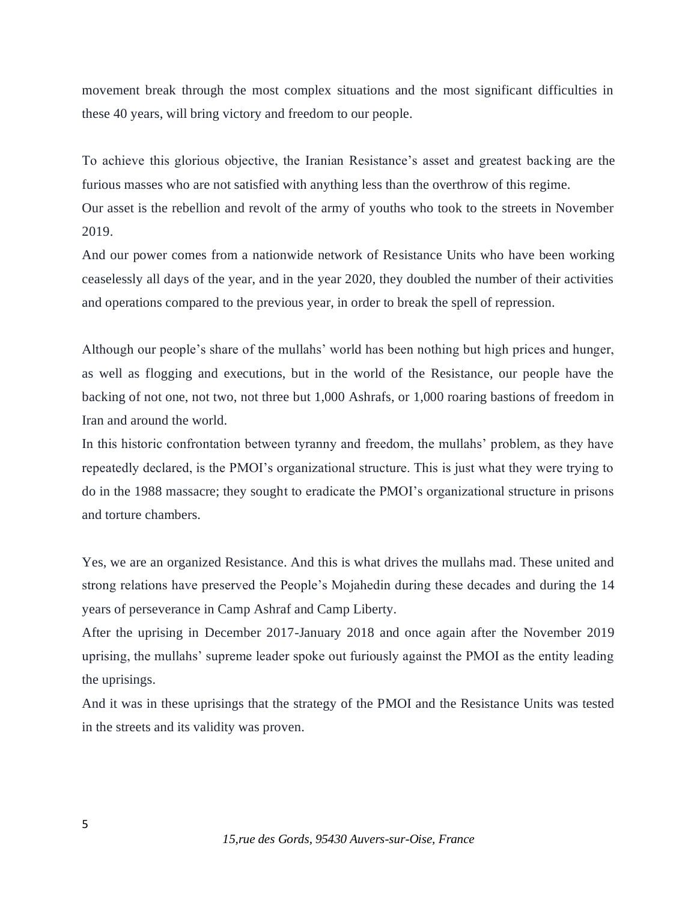movement break through the most complex situations and the most significant difficulties in these 40 years, will bring victory and freedom to our people.

To achieve this glorious objective, the Iranian Resistance's asset and greatest backing are the furious masses who are not satisfied with anything less than the overthrow of this regime.
Our asset is the rebellion and revolt of the army of youths who took to the streets in November 2019.
And our power comes from a nationwide network of Resistance Units who have been working ceaselessly all days of the year, and in the year 2020, they doubled the number of their activities and operations compared to the previous year, in order to break the spell of repression.

Although our people's share of the mullahs' world has been nothing but high prices and hunger, as well as flogging and executions, but in the world of the Resistance, our people have the backing of not one, not two, not three but 1,000 Ashrafs, or 1,000 roaring bastions of freedom in Iran and around the world.
In this historic confrontation between tyranny and freedom, the mullahs' problem, as they have repeatedly declared, is the PMOI's organizational structure. This is just what they were trying to do in the 1988 massacre; they sought to eradicate the PMOI's organizational structure in prisons and torture chambers.

Yes, we are an organized Resistance. And this is what drives the mullahs mad. These united and strong relations have preserved the People's Mojahedin during these decades and during the 14 years of perseverance in Camp Ashraf and Camp Liberty.
After the uprising in December 2017-January 2018 and once again after the November 2019 uprising, the mullahs' supreme leader spoke out furiously against the PMOI as the entity leading the uprisings.
And it was in these uprisings that the strategy of the PMOI and the Resistance Units was tested in the streets and its validity was proven.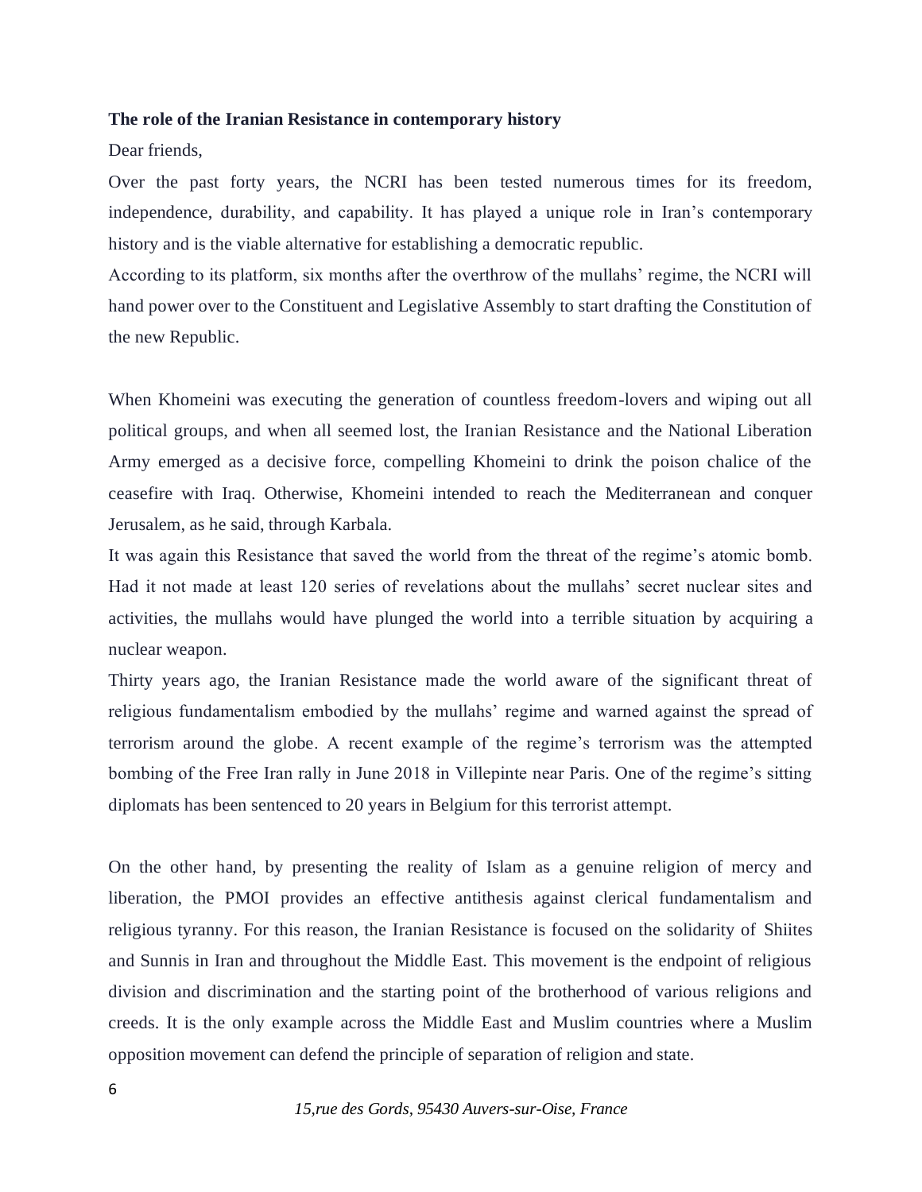**The role of the Iranian Resistance in contemporary history**

Dear friends,

Over the past forty years, the NCRI has been tested numerous times for its freedom, independence, durability, and capability. It has played a unique role in Iran's contemporary history and is the viable alternative for establishing a democratic republic.

According to its platform, six months after the overthrow of the mullahs' regime, the NCRI will hand power over to the Constituent and Legislative Assembly to start drafting the Constitution of the new Republic.

When Khomeini was executing the generation of countless freedom-lovers and wiping out all political groups, and when all seemed lost, the Iranian Resistance and the National Liberation Army emerged as a decisive force, compelling Khomeini to drink the poison chalice of the ceasefire with Iraq. Otherwise, Khomeini intended to reach the Mediterranean and conquer Jerusalem, as he said, through Karbala.

It was again this Resistance that saved the world from the threat of the regime's atomic bomb. Had it not made at least 120 series of revelations about the mullahs' secret nuclear sites and activities, the mullahs would have plunged the world into a terrible situation by acquiring a nuclear weapon.

Thirty years ago, the Iranian Resistance made the world aware of the significant threat of religious fundamentalism embodied by the mullahs' regime and warned against the spread of terrorism around the globe. A recent example of the regime's terrorism was the attempted bombing of the Free Iran rally in June 2018 in Villepinte near Paris. One of the regime's sitting diplomats has been sentenced to 20 years in Belgium for this terrorist attempt.

On the other hand, by presenting the reality of Islam as a genuine religion of mercy and liberation, the PMOI provides an effective antithesis against clerical fundamentalism and religious tyranny. For this reason, the Iranian Resistance is focused on the solidarity of Shiites and Sunnis in Iran and throughout the Middle East. This movement is the endpoint of religious division and discrimination and the starting point of the brotherhood of various religions and creeds. It is the only example across the Middle East and Muslim countries where a Muslim opposition movement can defend the principle of separation of religion and state.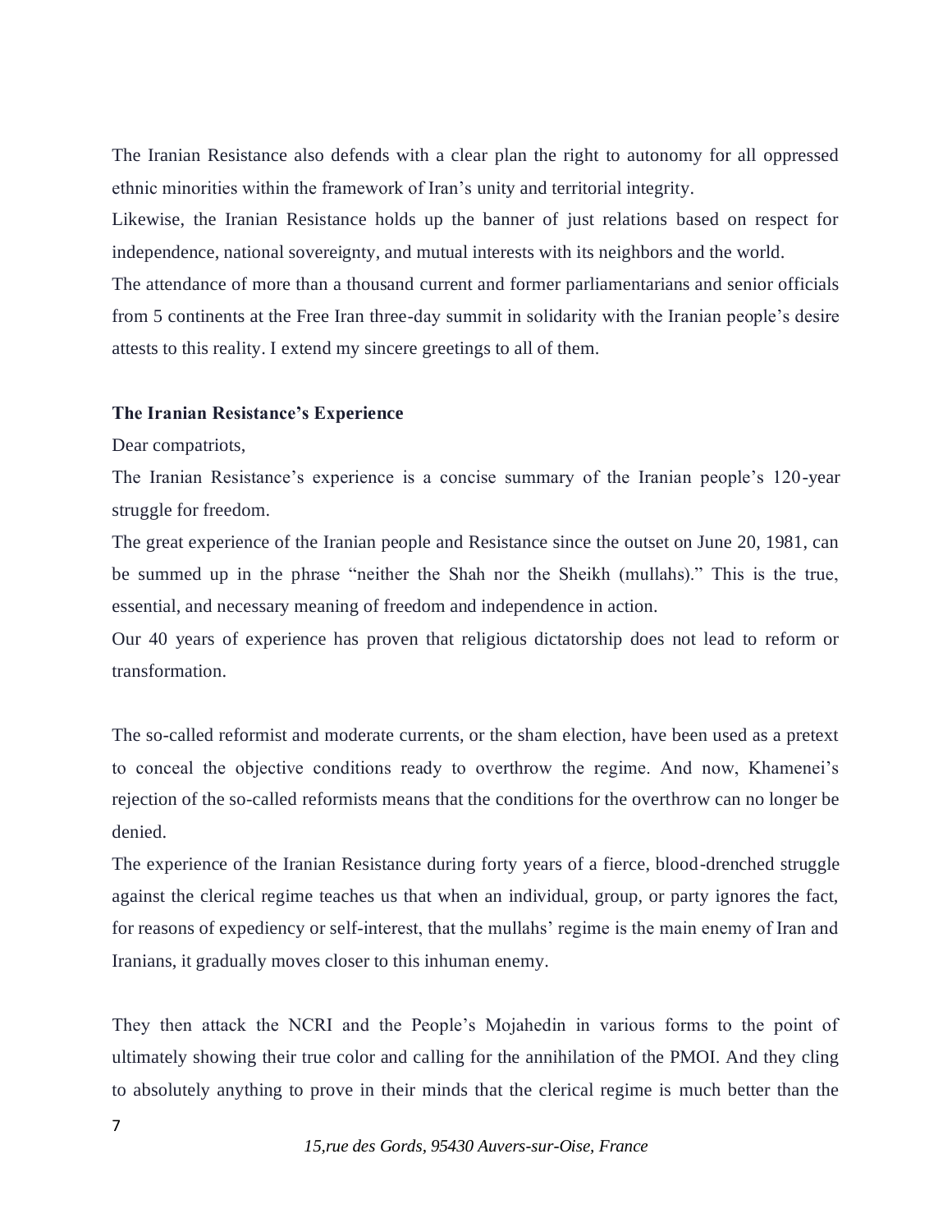The Iranian Resistance also defends with a clear plan the right to autonomy for all oppressed ethnic minorities within the framework of Iran's unity and territorial integrity.

Likewise, the Iranian Resistance holds up the banner of just relations based on respect for independence, national sovereignty, and mutual interests with its neighbors and the world.

The attendance of more than a thousand current and former parliamentarians and senior officials from 5 continents at the Free Iran three-day summit in solidarity with the Iranian people's desire attests to this reality. I extend my sincere greetings to all of them.

**The Iranian Resistance's Experience**

Dear compatriots,

The Iranian Resistance's experience is a concise summary of the Iranian people's 120-year struggle for freedom.

The great experience of the Iranian people and Resistance since the outset on June 20, 1981, can be summed up in the phrase "neither the Shah nor the Sheikh (mullahs)." This is the true, essential, and necessary meaning of freedom and independence in action.

Our 40 years of experience has proven that religious dictatorship does not lead to reform or transformation.

The so-called reformist and moderate currents, or the sham election, have been used as a pretext to conceal the objective conditions ready to overthrow the regime. And now, Khamenei's rejection of the so-called reformists means that the conditions for the overthrow can no longer be denied.

The experience of the Iranian Resistance during forty years of a fierce, blood-drenched struggle against the clerical regime teaches us that when an individual, group, or party ignores the fact, for reasons of expediency or self-interest, that the mullahs' regime is the main enemy of Iran and Iranians, it gradually moves closer to this inhuman enemy.

They then attack the NCRI and the People's Mojahedin in various forms to the point of ultimately showing their true color and calling for the annihilation of the PMOI. And they cling to absolutely anything to prove in their minds that the clerical regime is much better than the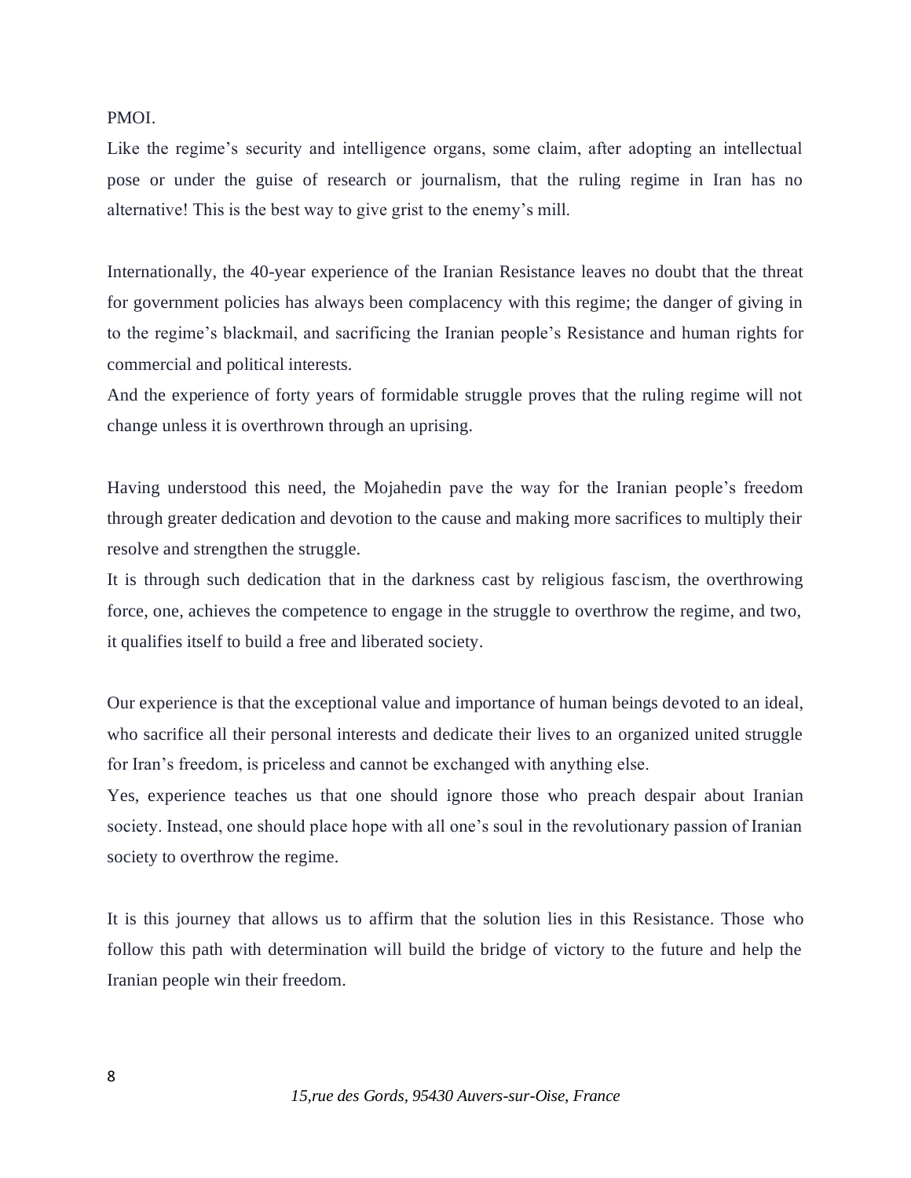PMOI.

Like the regime's security and intelligence organs, some claim, after adopting an intellectual pose or under the guise of research or journalism, that the ruling regime in Iran has no alternative! This is the best way to give grist to the enemy's mill.

Internationally, the 40-year experience of the Iranian Resistance leaves no doubt that the threat for government policies has always been complacency with this regime; the danger of giving in to the regime's blackmail, and sacrificing the Iranian people's Resistance and human rights for commercial and political interests.

And the experience of forty years of formidable struggle proves that the ruling regime will not change unless it is overthrown through an uprising.

Having understood this need, the Mojahedin pave the way for the Iranian people's freedom through greater dedication and devotion to the cause and making more sacrifices to multiply their resolve and strengthen the struggle.

It is through such dedication that in the darkness cast by religious fascism, the overthrowing force, one, achieves the competence to engage in the struggle to overthrow the regime, and two, it qualifies itself to build a free and liberated society.

Our experience is that the exceptional value and importance of human beings devoted to an ideal, who sacrifice all their personal interests and dedicate their lives to an organized united struggle for Iran's freedom, is priceless and cannot be exchanged with anything else.

Yes, experience teaches us that one should ignore those who preach despair about Iranian society. Instead, one should place hope with all one's soul in the revolutionary passion of Iranian society to overthrow the regime.

It is this journey that allows us to affirm that the solution lies in this Resistance. Those who follow this path with determination will build the bridge of victory to the future and help the Iranian people win their freedom.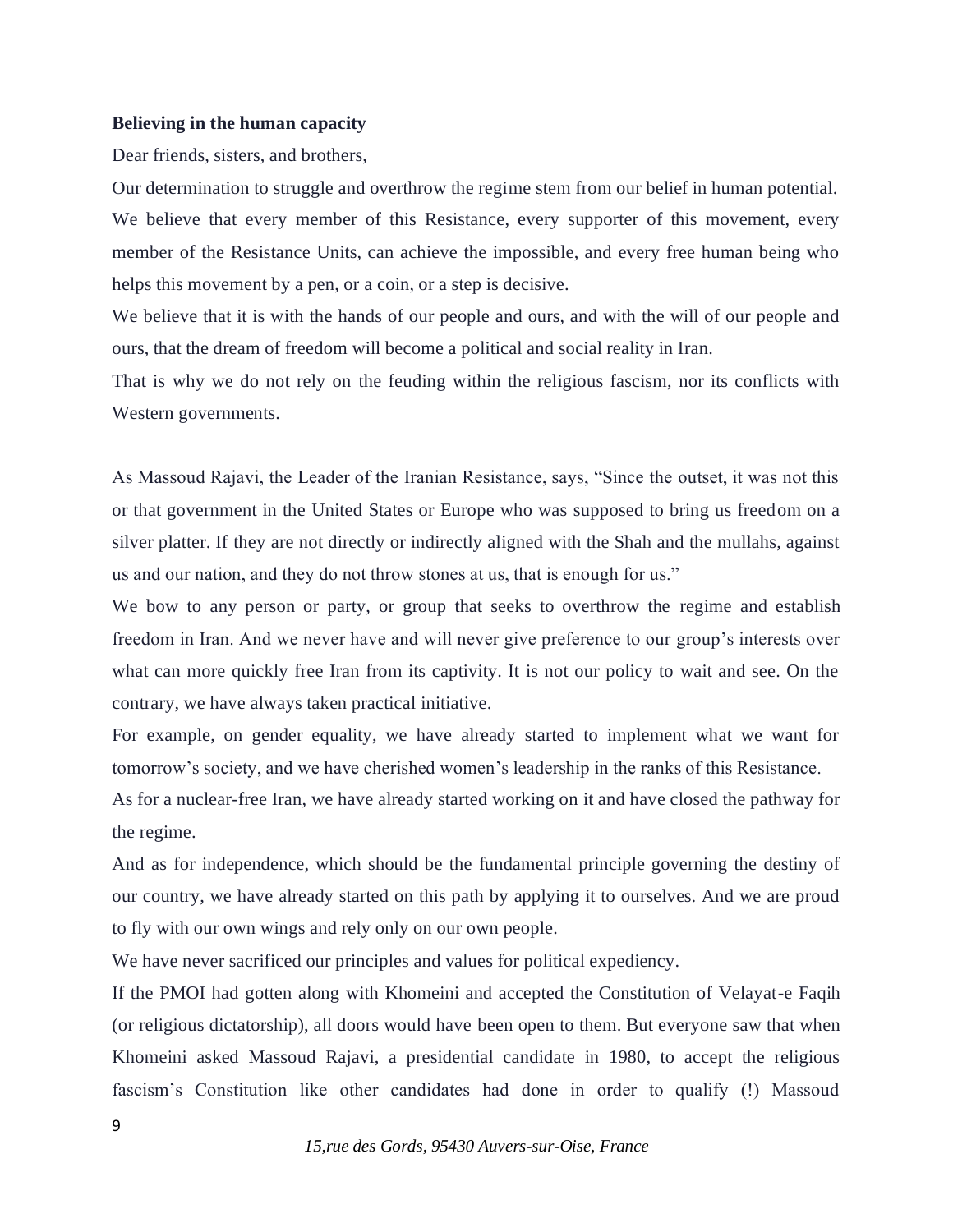**Believing in the human capacity**

Dear friends, sisters, and brothers,

Our determination to struggle and overthrow the regime stem from our belief in human potential. We believe that every member of this Resistance, every supporter of this movement, every member of the Resistance Units, can achieve the impossible, and every free human being who helps this movement by a pen, or a coin, or a step is decisive.

We believe that it is with the hands of our people and ours, and with the will of our people and ours, that the dream of freedom will become a political and social reality in Iran.

That is why we do not rely on the feuding within the religious fascism, nor its conflicts with Western governments.

As Massoud Rajavi, the Leader of the Iranian Resistance, says, "Since the outset, it was not this or that government in the United States or Europe who was supposed to bring us freedom on a silver platter. If they are not directly or indirectly aligned with the Shah and the mullahs, against us and our nation, and they do not throw stones at us, that is enough for us."

We bow to any person or party, or group that seeks to overthrow the regime and establish freedom in Iran. And we never have and will never give preference to our group's interests over what can more quickly free Iran from its captivity. It is not our policy to wait and see. On the contrary, we have always taken practical initiative.

For example, on gender equality, we have already started to implement what we want for tomorrow's society, and we have cherished women's leadership in the ranks of this Resistance.

As for a nuclear-free Iran, we have already started working on it and have closed the pathway for the regime.

And as for independence, which should be the fundamental principle governing the destiny of our country, we have already started on this path by applying it to ourselves. And we are proud to fly with our own wings and rely only on our own people.

We have never sacrificed our principles and values for political expediency.

If the PMOI had gotten along with Khomeini and accepted the Constitution of Velayat-e Faqih (or religious dictatorship), all doors would have been open to them. But everyone saw that when Khomeini asked Massoud Rajavi, a presidential candidate in 1980, to accept the religious fascism's Constitution like other candidates had done in order to qualify (!) Massoud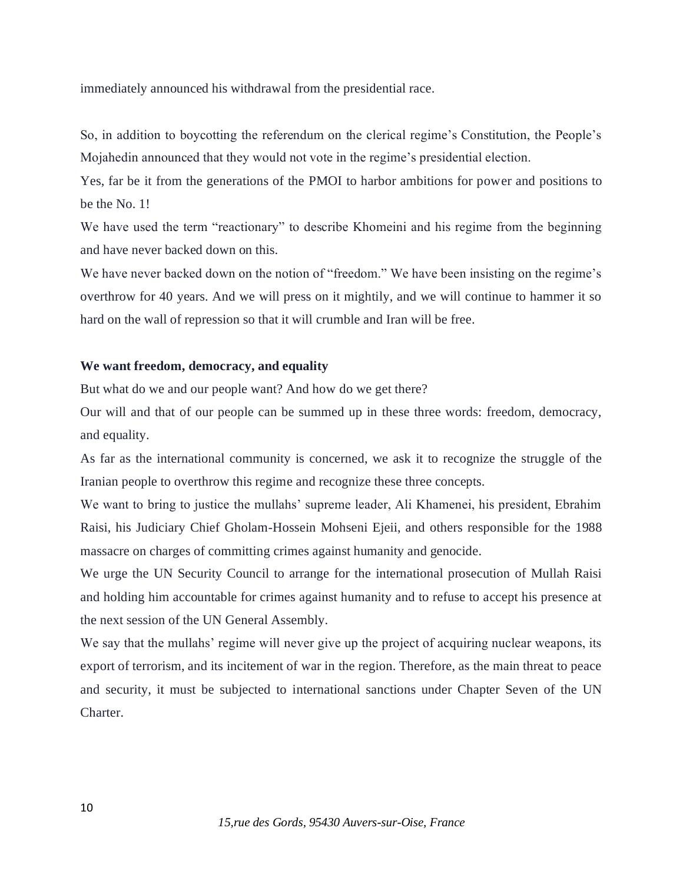immediately announced his withdrawal from the presidential race.

So, in addition to boycotting the referendum on the clerical regime's Constitution, the People's Mojahedin announced that they would not vote in the regime's presidential election.

Yes, far be it from the generations of the PMOI to harbor ambitions for power and positions to be the No. 1!

We have used the term "reactionary" to describe Khomeini and his regime from the beginning and have never backed down on this.

We have never backed down on the notion of "freedom." We have been insisting on the regime's overthrow for 40 years. And we will press on it mightily, and we will continue to hammer it so hard on the wall of repression so that it will crumble and Iran will be free.

**We want freedom, democracy, and equality**

But what do we and our people want? And how do we get there?

Our will and that of our people can be summed up in these three words: freedom, democracy, and equality.

As far as the international community is concerned, we ask it to recognize the struggle of the Iranian people to overthrow this regime and recognize these three concepts.

We want to bring to justice the mullahs' supreme leader, Ali Khamenei, his president, Ebrahim Raisi, his Judiciary Chief Gholam-Hossein Mohseni Ejeii, and others responsible for the 1988 massacre on charges of committing crimes against humanity and genocide.

We urge the UN Security Council to arrange for the international prosecution of Mullah Raisi and holding him accountable for crimes against humanity and to refuse to accept his presence at the next session of the UN General Assembly.

We say that the mullahs' regime will never give up the project of acquiring nuclear weapons, its export of terrorism, and its incitement of war in the region. Therefore, as the main threat to peace and security, it must be subjected to international sanctions under Chapter Seven of the UN Charter.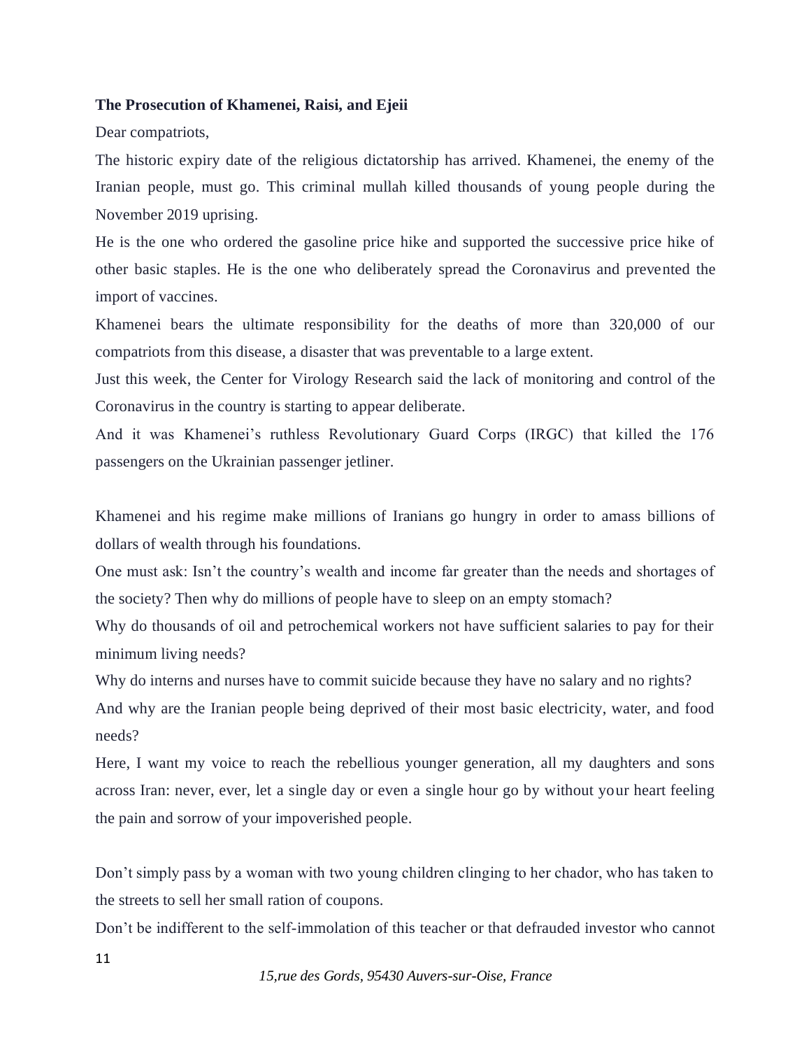**The Prosecution of Khamenei, Raisi, and Ejeii**

Dear compatriots,

The historic expiry date of the religious dictatorship has arrived. Khamenei, the enemy of the Iranian people, must go. This criminal mullah killed thousands of young people during the November 2019 uprising.

He is the one who ordered the gasoline price hike and supported the successive price hike of other basic staples. He is the one who deliberately spread the Coronavirus and prevented the import of vaccines.

Khamenei bears the ultimate responsibility for the deaths of more than 320,000 of our compatriots from this disease, a disaster that was preventable to a large extent.

Just this week, the Center for Virology Research said the lack of monitoring and control of the Coronavirus in the country is starting to appear deliberate.

And it was Khamenei's ruthless Revolutionary Guard Corps (IRGC) that killed the 176 passengers on the Ukrainian passenger jetliner.

Khamenei and his regime make millions of Iranians go hungry in order to amass billions of dollars of wealth through his foundations.

One must ask: Isn't the country's wealth and income far greater than the needs and shortages of the society? Then why do millions of people have to sleep on an empty stomach?

Why do thousands of oil and petrochemical workers not have sufficient salaries to pay for their minimum living needs?

Why do interns and nurses have to commit suicide because they have no salary and no rights?

And why are the Iranian people being deprived of their most basic electricity, water, and food needs?

Here, I want my voice to reach the rebellious younger generation, all my daughters and sons across Iran: never, ever, let a single day or even a single hour go by without your heart feeling the pain and sorrow of your impoverished people.

Don't simply pass by a woman with two young children clinging to her chador, who has taken to the streets to sell her small ration of coupons.

Don't be indifferent to the self-immolation of this teacher or that defrauded investor who cannot

*15,rue des Gords, 95430 Auvers-sur-Oise, France*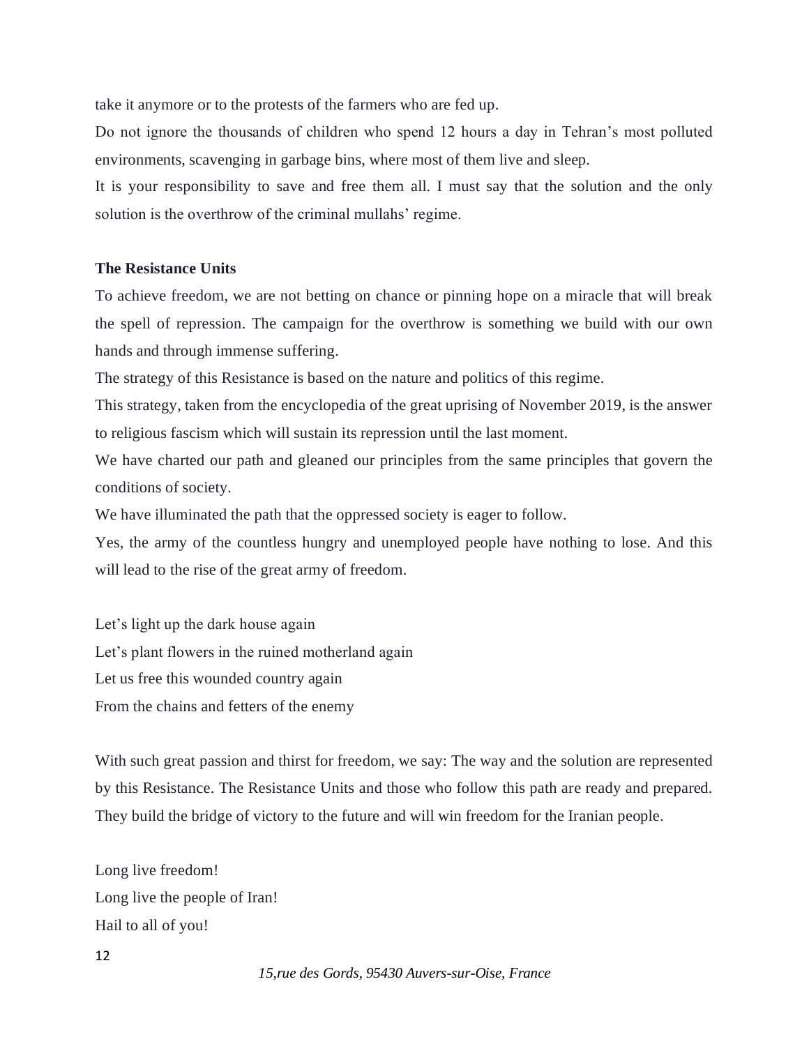take it anymore or to the protests of the farmers who are fed up.

Do not ignore the thousands of children who spend 12 hours a day in Tehran's most polluted environments, scavenging in garbage bins, where most of them live and sleep.

It is your responsibility to save and free them all. I must say that the solution and the only solution is the overthrow of the criminal mullahs' regime.

**The Resistance Units**

To achieve freedom, we are not betting on chance or pinning hope on a miracle that will break the spell of repression. The campaign for the overthrow is something we build with our own hands and through immense suffering.

The strategy of this Resistance is based on the nature and politics of this regime.

This strategy, taken from the encyclopedia of the great uprising of November 2019, is the answer to religious fascism which will sustain its repression until the last moment.

We have charted our path and gleaned our principles from the same principles that govern the conditions of society.

We have illuminated the path that the oppressed society is eager to follow.

Yes, the army of the countless hungry and unemployed people have nothing to lose. And this will lead to the rise of the great army of freedom.

Let's light up the dark house again
Let's plant flowers in the ruined motherland again
Let us free this wounded country again
From the chains and fetters of the enemy

With such great passion and thirst for freedom, we say: The way and the solution are represented by this Resistance. The Resistance Units and those who follow this path are ready and prepared. They build the bridge of victory to the future and will win freedom for the Iranian people.

Long live freedom!
Long live the people of Iran!
Hail to all of you!